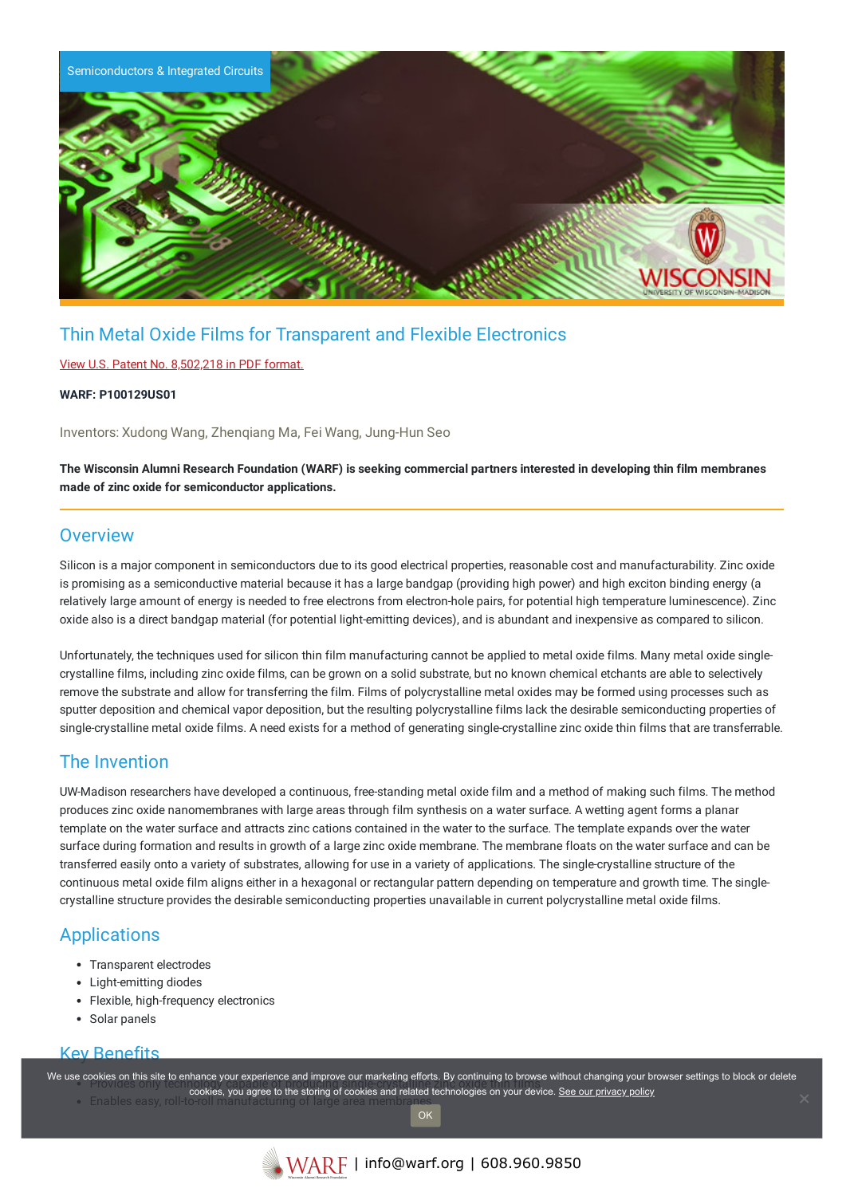Semiconductors & Integrated Circuits

# Thin Metal Oxide Films for Transparent and Flexible Electronics

View U.S. Patent No. 8,502,218 in PDF format.

**WARF: P100129US01**

Inventors: Xudong Wang, Zhenqiang Ma, Fei Wang, Jung-Hun Seo

**The Wisconsin Alumni Research Foundation (WARF) is seeking commercial partners interested in developing thin film membranes made of zinc oxide for semiconductor applications.**

## Overview

Silicon is a major component in semiconductors due to its good electrical properties, reasonable cost and manufacturability. Zinc oxide is promising as a semiconductive material because it has a large bandgap (providing high power) and high exciton binding energy (a relatively large amount of energy is needed to free electrons from electron-hole pairs, for potential high temperature luminescence). Zinc oxide also is a direct bandgap material (for potential light-emitting devices), and is abundant and inexpensive as compared to silicon.

Unfortunately, the techniques used for silicon thin film manufacturing cannot be applied to metal oxide films. Many metal oxide single-crystalline films, including zinc oxide films, can be grown on a solid substrate, but no known chemical etchants are able to selectively remove the substrate and allow for transferring the film. Films of polycrystalline metal oxides may be formed using processes such as sputter deposition and chemical vapor deposition, but the resulting polycrystalline films lack the desirable semiconducting properties of single-crystalline metal oxide films. A need exists for a method of generating single-crystalline zinc oxide thin films that are transferrable.

## The Invention

UW-Madison researchers have developed a continuous, free-standing metal oxide film and a method of making such films. The method produces zinc oxide nanomembranes with large areas through film synthesis on a water surface. A wetting agent forms a planar template on the water surface and attracts zinc cations contained in the water to the surface. The template expands over the water surface during formation and results in growth of a large zinc oxide membrane. The membrane floats on the water surface and can be transferred easily onto a variety of substrates, allowing for use in a variety of applications. The single-crystalline structure of the continuous metal oxide film aligns either in a hexagonal or rectangular pattern depending on temperature and growth time. The single-crystalline structure provides the desirable semiconducting properties unavailable in current polycrystalline metal oxide films.

## Applications

- Transparent electrodes
- Light-emitting diodes
- Flexible, high-frequency electronics
- Solar panels

## Key Benefits

- Provides only technology capable of producing single-crystalline zinc oxide thin films
- Enables easy, roll-to-roll manufacturing of large area membranes

We use cookies on this site to enhance your experience and improve our marketing efforts. By continuing to browse without changing your browser settings to block or delete cookies, you agree to the storing of cookies and related technologies on your device. See our privacy policy

OK

WARF | info@warf.org | 608.960.9850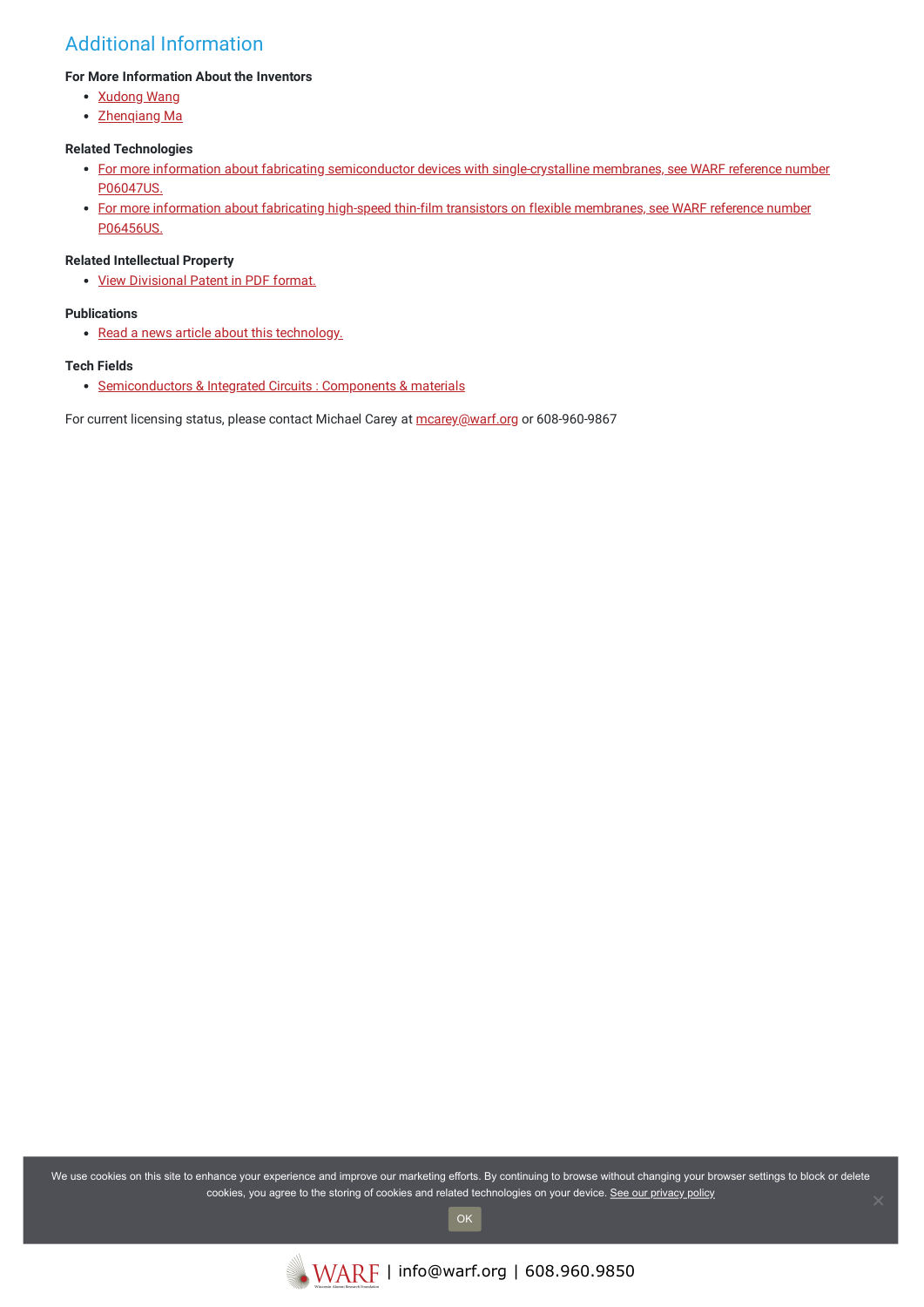## Additional Information

**For More Information About the Inventors**

- Xudong Wang
- Zhenqiang Ma

**Related Technologies**

- For more information about fabricating semiconductor devices with single-crystalline membranes, see WARF reference number P06047US.
- For more information about fabricating high-speed thin-film transistors on flexible membranes, see WARF reference number P06456US.

**Related Intellectual Property**

- View Divisional Patent in PDF format.

**Publications**

- Read a news article about this technology.

**Tech Fields**

- Semiconductors & Integrated Circuits : Components & materials

For current licensing status, please contact Michael Carey at mcarey@warf.org or 608-960-9867